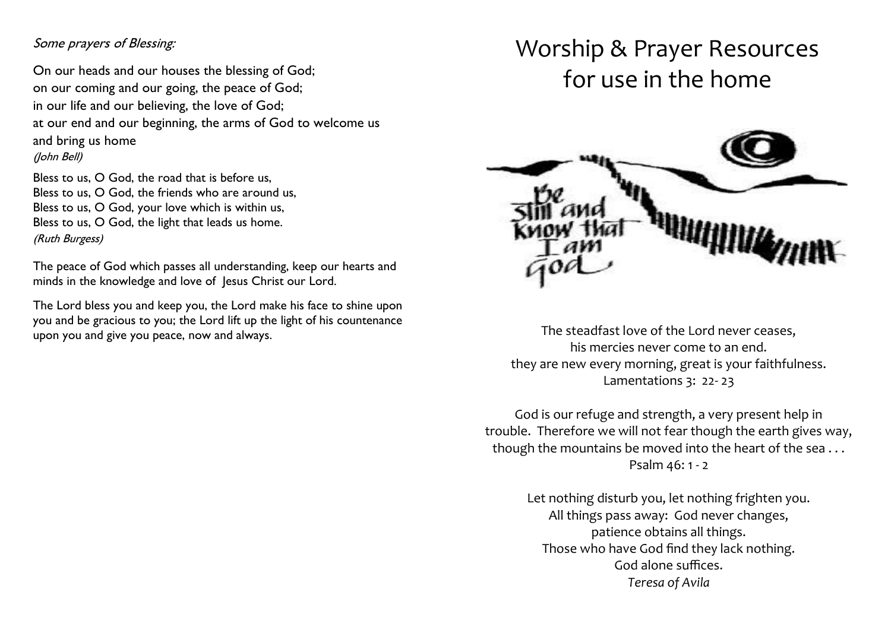*Some prayers of Blessing:*

On our heads and our houses the blessing of God;
on our coming and our going, the peace of God;
in our life and our believing, the love of God;
at our end and our beginning, the arms of God to welcome us and bring us home
*(John Bell)*

Bless to us, O God, the road that is before us,
Bless to us, O God, the friends who are around us,
Bless to us, O God, your love which is within us,
Bless to us, O God, the light that leads us home.
*(Ruth Burgess)*

The peace of God which passes all understanding, keep our hearts and minds in the knowledge and love of Jesus Christ our Lord.

The Lord bless you and keep you, the Lord make his face to shine upon you and be gracious to you; the Lord lift up the light of his countenance upon you and give you peace, now and always.

# Worship & Prayer Resources for use in the home

Be still and know that I am God

The steadfast love of the Lord never ceases,
his mercies never come to an end.
they are new every morning, great is your faithfulness.
Lamentations 3: 22- 23

God is our refuge and strength, a very present help in trouble. Therefore we will not fear though the earth gives way, though the mountains be moved into the heart of the sea . . .
Psalm 46: 1 - 2

Let nothing disturb you, let nothing frighten you.
All things pass away: God never changes,
patience obtains all things.
Those who have God find they lack nothing.
God alone suffices.
*Teresa of Avila*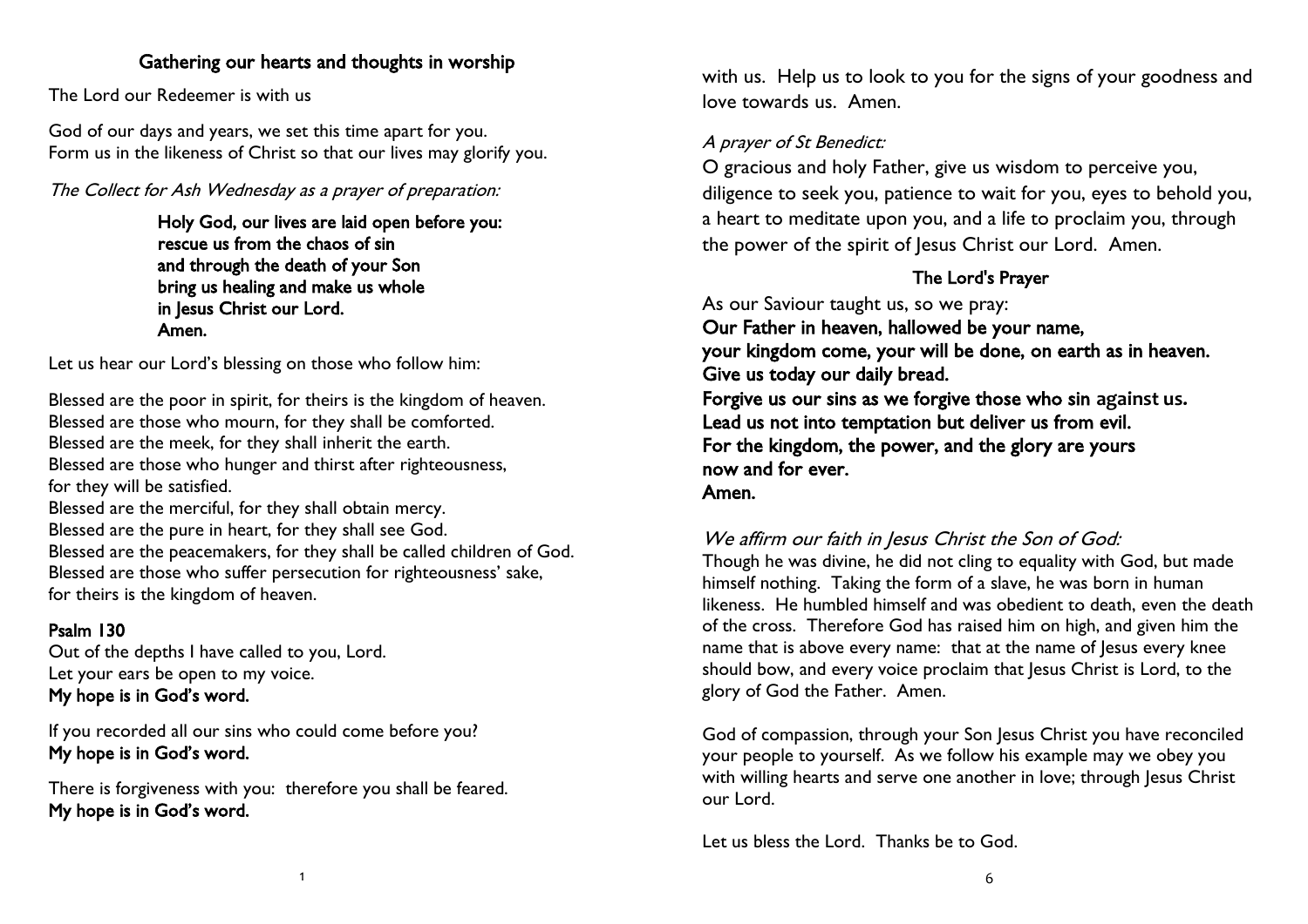## Gathering our hearts and thoughts in worship

The Lord our Redeemer is with us

God of our days and years, we set this time apart for you.
Form us in the likeness of Christ so that our lives may glorify you.

*The Collect for Ash Wednesday as a prayer of preparation:*

**Holy God, our lives are laid open before you:**
**rescue us from the chaos of sin**
**and through the death of your Son**
**bring us healing and make us whole**
**in Jesus Christ our Lord.**
**Amen.**

Let us hear our Lord's blessing on those who follow him:

Blessed are the poor in spirit, for theirs is the kingdom of heaven.
Blessed are those who mourn, for they shall be comforted.
Blessed are the meek, for they shall inherit the earth.
Blessed are those who hunger and thirst after righteousness,
for they will be satisfied.
Blessed are the merciful, for they shall obtain mercy.
Blessed are the pure in heart, for they shall see God.
Blessed are the peacemakers, for they shall be called children of God.
Blessed are those who suffer persecution for righteousness' sake,
for theirs is the kingdom of heaven.

**Psalm 130**

Out of the depths I have called to you, Lord.
Let your ears be open to my voice.
**My hope is in God's word.**

If you recorded all our sins who could come before you?
**My hope is in God's word.**

There is forgiveness with you: therefore you shall be feared.
**My hope is in God's word.**

with us. Help us to look to you for the signs of your goodness and love towards us. Amen.

*A prayer of St Benedict:*

O gracious and holy Father, give us wisdom to perceive you, diligence to seek you, patience to wait for you, eyes to behold you, a heart to meditate upon you, and a life to proclaim you, through the power of the spirit of Jesus Christ our Lord. Amen.

**The Lord's Prayer**

As our Saviour taught us, so we pray:
**Our Father in heaven, hallowed be your name,**
**your kingdom come, your will be done, on earth as in heaven.**
**Give us today our daily bread.**
**Forgive us our sins as we forgive those who sin against us.**
**Lead us not into temptation but deliver us from evil.**
**For the kingdom, the power, and the glory are yours**
**now and for ever.**
**Amen.**

*We affirm our faith in Jesus Christ the Son of God:*

Though he was divine, he did not cling to equality with God, but made himself nothing. Taking the form of a slave, he was born in human likeness. He humbled himself and was obedient to death, even the death of the cross. Therefore God has raised him on high, and given him the name that is above every name: that at the name of Jesus every knee should bow, and every voice proclaim that Jesus Christ is Lord, to the glory of God the Father. Amen.

God of compassion, through your Son Jesus Christ you have reconciled your people to yourself. As we follow his example may we obey you with willing hearts and serve one another in love; through Jesus Christ our Lord.

Let us bless the Lord. Thanks be to God.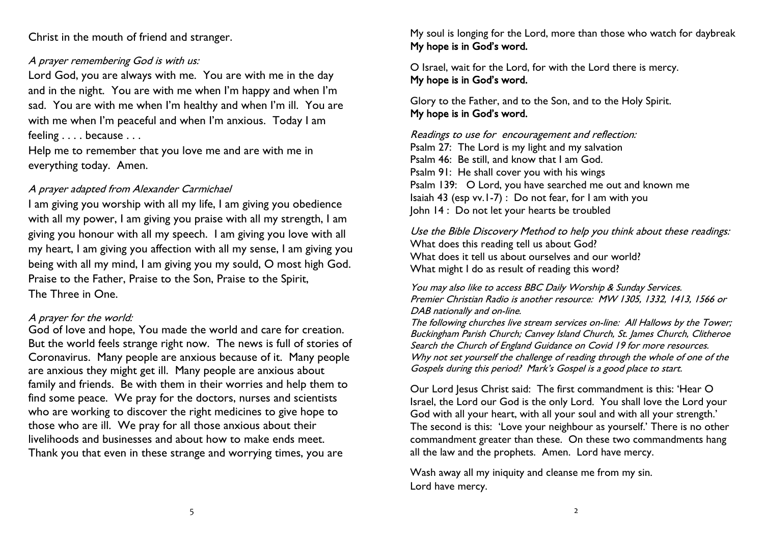Christ in the mouth of friend and stranger.

*A prayer remembering God is with us:*

Lord God, you are always with me. You are with me in the day and in the night. You are with me when I'm happy and when I'm sad. You are with me when I'm healthy and when I'm ill. You are with me when I'm peaceful and when I'm anxious. Today I am feeling . . . . because . . .

Help me to remember that you love me and are with me in everything today. Amen.

*A prayer adapted from Alexander Carmichael*

I am giving you worship with all my life, I am giving you obedience with all my power, I am giving you praise with all my strength, I am giving you honour with all my speech. I am giving you love with all my heart, I am giving you affection with all my sense, I am giving you being with all my mind, I am giving you my sould, O most high God. Praise to the Father, Praise to the Son, Praise to the Spirit, The Three in One.

*A prayer for the world:*

God of love and hope, You made the world and care for creation. But the world feels strange right now. The news is full of stories of Coronavirus. Many people are anxious because of it. Many people are anxious they might get ill. Many people are anxious about family and friends. Be with them in their worries and help them to find some peace. We pray for the doctors, nurses and scientists who are working to discover the right medicines to give hope to those who are ill. We pray for all those anxious about their livelihoods and businesses and about how to make ends meet. Thank you that even in these strange and worrying times, you are

My soul is longing for the Lord, more than those who watch for daybreak
**My hope is in God's word.**

O Israel, wait for the Lord, for with the Lord there is mercy.
**My hope is in God's word.**

Glory to the Father, and to the Son, and to the Holy Spirit.
**My hope is in God's word.**

*Readings to use for encouragement and reflection:*

Psalm 27: The Lord is my light and my salvation
Psalm 46: Be still, and know that I am God.
Psalm 91: He shall cover you with his wings
Psalm 139: O Lord, you have searched me out and known me
Isaiah 43 (esp vv.1-7) : Do not fear, for I am with you
John 14 : Do not let your hearts be troubled

*Use the Bible Discovery Method to help you think about these readings:*

What does this reading tell us about God?
What does it tell us about ourselves and our world?
What might I do as result of reading this word?

*You may also like to access BBC Daily Worship & Sunday Services.*
*Premier Christian Radio is another resource: MW 1305, 1332, 1413, 1566 or DAB nationally and on-line.*
*The following churches live stream services on-line: All Hallows by the Tower; Buckingham Parish Church; Canvey Island Church, St. James Church, Clitheroe*
*Search the Church of England Guidance on Covid 19 for more resources.*
*Why not set yourself the challenge of reading through the whole of one of the Gospels during this period? Mark's Gospel is a good place to start.*

Our Lord Jesus Christ said: The first commandment is this: 'Hear O Israel, the Lord our God is the only Lord. You shall love the Lord your God with all your heart, with all your soul and with all your strength.' The second is this: 'Love your neighbour as yourself.' There is no other commandment greater than these. On these two commandments hang all the law and the prophets. Amen. Lord have mercy.

Wash away all my iniquity and cleanse me from my sin.
Lord have mercy.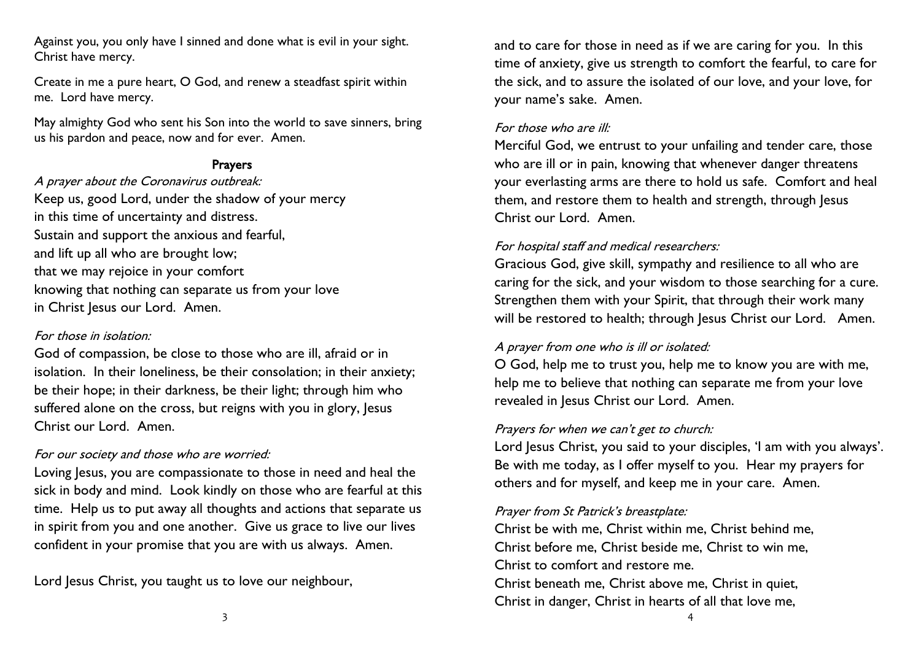Against you, you only have I sinned and done what is evil in your sight. Christ have mercy.

Create in me a pure heart, O God, and renew a steadfast spirit within me. Lord have mercy.

May almighty God who sent his Son into the world to save sinners, bring us his pardon and peace, now and for ever. Amen.

## Prayers

*A prayer about the Coronavirus outbreak:*
Keep us, good Lord, under the shadow of your mercy
in this time of uncertainty and distress.
Sustain and support the anxious and fearful,
and lift up all who are brought low;
that we may rejoice in your comfort
knowing that nothing can separate us from your love
in Christ Jesus our Lord. Amen.

*For those in isolation:*
God of compassion, be close to those who are ill, afraid or in isolation. In their loneliness, be their consolation; in their anxiety; be their hope; in their darkness, be their light; through him who suffered alone on the cross, but reigns with you in glory, Jesus Christ our Lord. Amen.

*For our society and those who are worried:*
Loving Jesus, you are compassionate to those in need and heal the sick in body and mind. Look kindly on those who are fearful at this time. Help us to put away all thoughts and actions that separate us in spirit from you and one another. Give us grace to live our lives confident in your promise that you are with us always. Amen.

Lord Jesus Christ, you taught us to love our neighbour, and to care for those in need as if we are caring for you. In this time of anxiety, give us strength to comfort the fearful, to care for the sick, and to assure the isolated of our love, and your love, for your name's sake. Amen.

*For those who are ill:*
Merciful God, we entrust to your unfailing and tender care, those who are ill or in pain, knowing that whenever danger threatens your everlasting arms are there to hold us safe. Comfort and heal them, and restore them to health and strength, through Jesus Christ our Lord. Amen.

*For hospital staff and medical researchers:*
Gracious God, give skill, sympathy and resilience to all who are caring for the sick, and your wisdom to those searching for a cure. Strengthen them with your Spirit, that through their work many will be restored to health; through Jesus Christ our Lord. Amen.

*A prayer from one who is ill or isolated:*
O God, help me to trust you, help me to know you are with me, help me to believe that nothing can separate me from your love revealed in Jesus Christ our Lord. Amen.

*Prayers for when we can't get to church:*
Lord Jesus Christ, you said to your disciples, 'I am with you always'. Be with me today, as I offer myself to you. Hear my prayers for others and for myself, and keep me in your care. Amen.

*Prayer from St Patrick's breastplate:*
Christ be with me, Christ within me, Christ behind me,
Christ before me, Christ beside me, Christ to win me,
Christ to comfort and restore me.
Christ beneath me, Christ above me, Christ in quiet,
Christ in danger, Christ in hearts of all that love me,